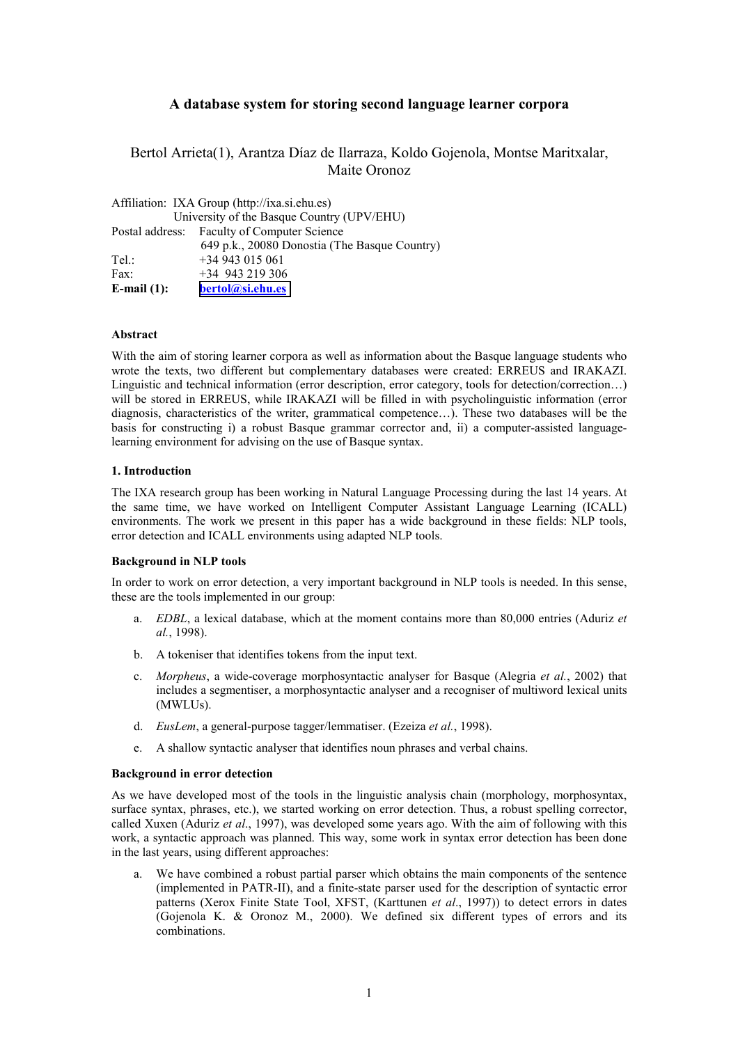# A database system for storing second language learner corpora

Bertol Arrieta(1), Arantza Díaz de Ilarraza, Koldo Gojenola, Montse Maritxalar, Maite Oronoz

Affiliation: IXA Group (http://ixa.si.ehu.es)
University of the Basque Country (UPV/EHU)
Postal address: Faculty of Computer Science
649 p.k., 20080 Donostia (The Basque Country)
Tel.: +34 943 015 061
Fax: +34 943 219 306
**E-mail (1):** **bertol@si.ehu.es**

### Abstract

With the aim of storing learner corpora as well as information about the Basque language students who wrote the texts, two different but complementary databases were created: ERREUS and IRAKAZI. Linguistic and technical information (error description, error category, tools for detection/correction…) will be stored in ERREUS, while IRAKAZI will be filled in with psycholinguistic information (error diagnosis, characteristics of the writer, grammatical competence…). These two databases will be the basis for constructing i) a robust Basque grammar corrector and, ii) a computer-assisted language-learning environment for advising on the use of Basque syntax.

### 1. Introduction

The IXA research group has been working in Natural Language Processing during the last 14 years. At the same time, we have worked on Intelligent Computer Assistant Language Learning (ICALL) environments. The work we present in this paper has a wide background in these fields: NLP tools, error detection and ICALL environments using adapted NLP tools.

#### Background in NLP tools

In order to work on error detection, a very important background in NLP tools is needed. In this sense, these are the tools implemented in our group:

a. *EDBL*, a lexical database, which at the moment contains more than 80,000 entries (Aduriz *et al.*, 1998).

b. A tokeniser that identifies tokens from the input text.

c. *Morpheus*, a wide-coverage morphosyntactic analyser for Basque (Alegria *et al.*, 2002) that includes a segmentiser, a morphosyntactic analyser and a recogniser of multiword lexical units (MWLUs).

d. *EusLem*, a general-purpose tagger/lemmatiser. (Ezeiza *et al.*, 1998).

e. A shallow syntactic analyser that identifies noun phrases and verbal chains.

#### Background in error detection

As we have developed most of the tools in the linguistic analysis chain (morphology, morphosyntax, surface syntax, phrases, etc.), we started working on error detection. Thus, a robust spelling corrector, called Xuxen (Aduriz *et al*., 1997), was developed some years ago. With the aim of following with this work, a syntactic approach was planned. This way, some work in syntax error detection has been done in the last years, using different approaches:

a. We have combined a robust partial parser which obtains the main components of the sentence (implemented in PATR-II), and a finite-state parser used for the description of syntactic error patterns (Xerox Finite State Tool, XFST, (Karttunen *et al*., 1997)) to detect errors in dates (Gojenola K. & Oronoz M., 2000). We defined six different types of errors and its combinations.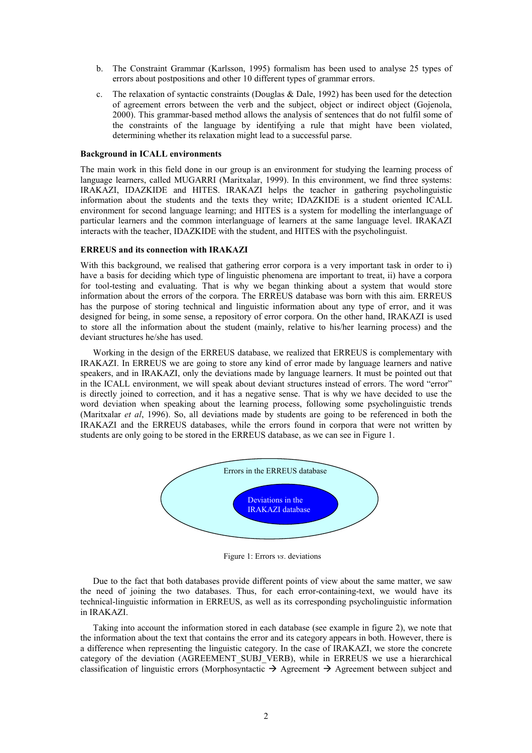b. The Constraint Grammar (Karlsson, 1995) formalism has been used to analyse 25 types of errors about postpositions and other 10 different types of grammar errors.

c. The relaxation of syntactic constraints (Douglas & Dale, 1992) has been used for the detection of agreement errors between the verb and the subject, object or indirect object (Gojenola, 2000). This grammar-based method allows the analysis of sentences that do not fulfil some of the constraints of the language by identifying a rule that might have been violated, determining whether its relaxation might lead to a successful parse.

**Background in ICALL environments**

The main work in this field done in our group is an environment for studying the learning process of language learners, called MUGARRI (Maritxalar, 1999). In this environment, we find three systems: IRAKAZI, IDAZKIDE and HITES. IRAKAZI helps the teacher in gathering psycholinguistic information about the students and the texts they write; IDAZKIDE is a student oriented ICALL environment for second language learning; and HITES is a system for modelling the interlanguage of particular learners and the common interlanguage of learners at the same language level. IRAKAZI interacts with the teacher, IDAZKIDE with the student, and HITES with the psycholinguist.

**ERREUS and its connection with IRAKAZI**

With this background, we realised that gathering error corpora is a very important task in order to i) have a basis for deciding which type of linguistic phenomena are important to treat, ii) have a corpora for tool-testing and evaluating. That is why we began thinking about a system that would store information about the errors of the corpora. The ERREUS database was born with this aim. ERREUS has the purpose of storing technical and linguistic information about any type of error, and it was designed for being, in some sense, a repository of error corpora. On the other hand, IRAKAZI is used to store all the information about the student (mainly, relative to his/her learning process) and the deviant structures he/she has used.

Working in the design of the ERREUS database, we realized that ERREUS is complementary with IRAKAZI. In ERREUS we are going to store any kind of error made by language learners and native speakers, and in IRAKAZI, only the deviations made by language learners. It must be pointed out that in the ICALL environment, we will speak about deviant structures instead of errors. The word "error" is directly joined to correction, and it has a negative sense. That is why we have decided to use the word deviation when speaking about the learning process, following some psycholinguistic trends (Maritxalar *et al*, 1996). So, all deviations made by students are going to be referenced in both the IRAKAZI and the ERREUS databases, while the errors found in corpora that were not written by students are only going to be stored in the ERREUS database, as we can see in Figure 1.

Errors in the ERREUS database

Deviations in the IRAKAZI database

Figure 1: Errors *vs*. deviations

Due to the fact that both databases provide different points of view about the same matter, we saw the need of joining the two databases. Thus, for each error-containing-text, we would have its technical-linguistic information in ERREUS, as well as its corresponding psycholinguistic information in IRAKAZI.

Taking into account the information stored in each database (see example in figure 2), we note that the information about the text that contains the error and its category appears in both. However, there is a difference when representing the linguistic category. In the case of IRAKAZI, we store the concrete category of the deviation (AGREEMENT_SUBJ_VERB), while in ERREUS we use a hierarchical classification of linguistic errors (Morphosyntactic → Agreement → Agreement between subject and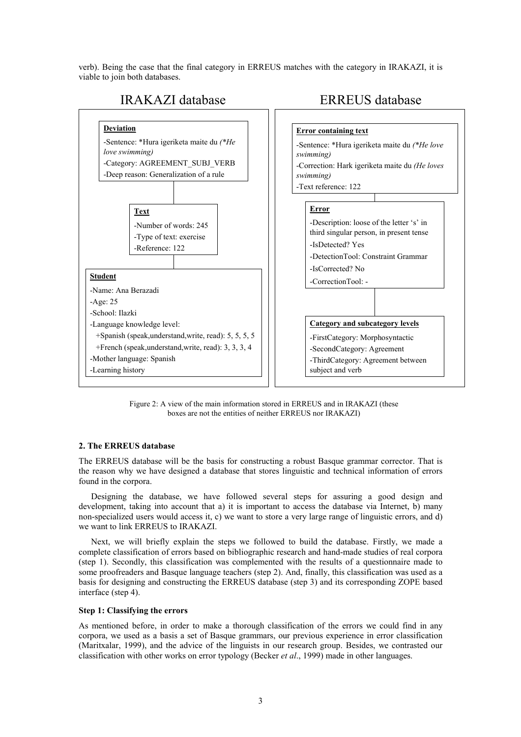verb). Being the case that the final category in ERREUS matches with the category in IRAKAZI, it is viable to join both databases.

**IRAKAZI database**

**Deviation**
- -Sentence: *Hura igeriketa maite du *(*He love swimming)*
- -Category: AGREEMENT_SUBJ_VERB
- -Deep reason: Generalization of a rule

**Text**
- -Number of words: 245
- -Type of text: exercise
- -Reference: 122

**Student**
- -Name: Ana Berazadi
- -Age: 25
- -School: Ilazki
- -Language knowledge level:
  - +Spanish (speak,understand,write, read): 5, 5, 5, 5
  - +French (speak,understand,write, read): 3, 3, 3, 4
- -Mother language: Spanish
- -Learning history

**ERREUS database**

**Error containing text**
- -Sentence: *Hura igeriketa maite du *(*He love swimming)*
- -Correction: Hark igeriketa maite du *(He loves swimming)*
- -Text reference: 122

**Error**
- -Description: loose of the letter 's' in third singular person, in present tense
- -IsDetected? Yes
- -DetectionTool: Constraint Grammar
- -IsCorrected? No
- -CorrectionTool: -

**Category and subcategory levels**
- -FirstCategory: Morphosyntactic
- -SecondCategory: Agreement
- -ThirdCategory: Agreement between subject and verb

Figure 2: A view of the main information stored in ERREUS and in IRAKAZI (these boxes are not the entities of neither ERREUS nor IRAKAZI)

### 2. The ERREUS database

The ERREUS database will be the basis for constructing a robust Basque grammar corrector. That is the reason why we have designed a database that stores linguistic and technical information of errors found in the corpora.

Designing the database, we have followed several steps for assuring a good design and development, taking into account that a) it is important to access the database via Internet, b) many non-specialized users would access it, c) we want to store a very large range of linguistic errors, and d) we want to link ERREUS to IRAKAZI.

Next, we will briefly explain the steps we followed to build the database. Firstly, we made a complete classification of errors based on bibliographic research and hand-made studies of real corpora (step 1). Secondly, this classification was complemented with the results of a questionnaire made to some proofreaders and Basque language teachers (step 2). And, finally, this classification was used as a basis for designing and constructing the ERREUS database (step 3) and its corresponding ZOPE based interface (step 4).

#### Step 1: Classifying the errors

As mentioned before, in order to make a thorough classification of the errors we could find in any corpora, we used as a basis a set of Basque grammars, our previous experience in error classification (Maritxalar, 1999), and the advice of the linguists in our research group. Besides, we contrasted our classification with other works on error typology (Becker *et al*., 1999) made in other languages.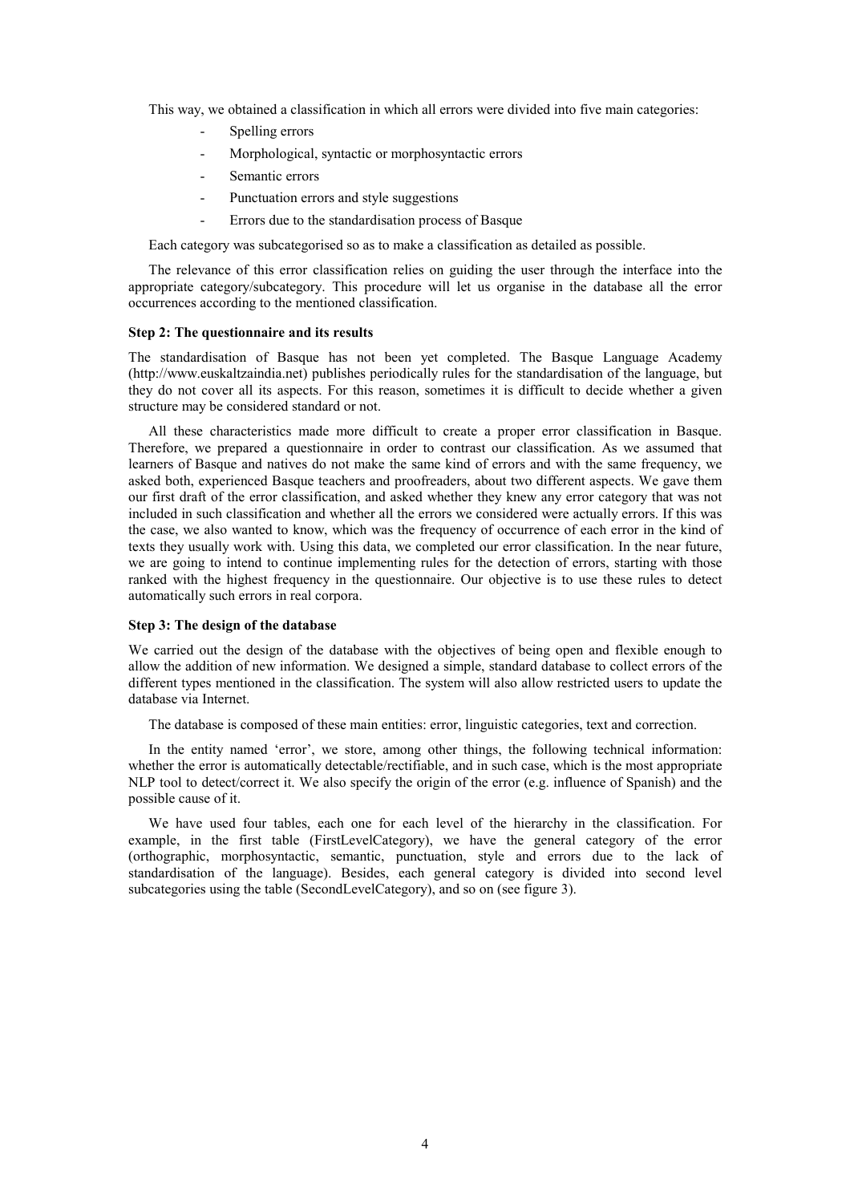This way, we obtained a classification in which all errors were divided into five main categories:

- Spelling errors
- Morphological, syntactic or morphosyntactic errors
- Semantic errors
- Punctuation errors and style suggestions
- Errors due to the standardisation process of Basque

Each category was subcategorised so as to make a classification as detailed as possible.

The relevance of this error classification relies on guiding the user through the interface into the appropriate category/subcategory. This procedure will let us organise in the database all the error occurrences according to the mentioned classification.

**Step 2: The questionnaire and its results**

The standardisation of Basque has not been yet completed. The Basque Language Academy (http://www.euskaltzaindia.net) publishes periodically rules for the standardisation of the language, but they do not cover all its aspects. For this reason, sometimes it is difficult to decide whether a given structure may be considered standard or not.

All these characteristics made more difficult to create a proper error classification in Basque. Therefore, we prepared a questionnaire in order to contrast our classification. As we assumed that learners of Basque and natives do not make the same kind of errors and with the same frequency, we asked both, experienced Basque teachers and proofreaders, about two different aspects. We gave them our first draft of the error classification, and asked whether they knew any error category that was not included in such classification and whether all the errors we considered were actually errors. If this was the case, we also wanted to know, which was the frequency of occurrence of each error in the kind of texts they usually work with. Using this data, we completed our error classification. In the near future, we are going to intend to continue implementing rules for the detection of errors, starting with those ranked with the highest frequency in the questionnaire. Our objective is to use these rules to detect automatically such errors in real corpora.

**Step 3: The design of the database**

We carried out the design of the database with the objectives of being open and flexible enough to allow the addition of new information. We designed a simple, standard database to collect errors of the different types mentioned in the classification. The system will also allow restricted users to update the database via Internet.

The database is composed of these main entities: error, linguistic categories, text and correction.

In the entity named 'error', we store, among other things, the following technical information: whether the error is automatically detectable/rectifiable, and in such case, which is the most appropriate NLP tool to detect/correct it. We also specify the origin of the error (e.g. influence of Spanish) and the possible cause of it.

We have used four tables, each one for each level of the hierarchy in the classification. For example, in the first table (FirstLevelCategory), we have the general category of the error (orthographic, morphosyntactic, semantic, punctuation, style and errors due to the lack of standardisation of the language). Besides, each general category is divided into second level subcategories using the table (SecondLevelCategory), and so on (see figure 3).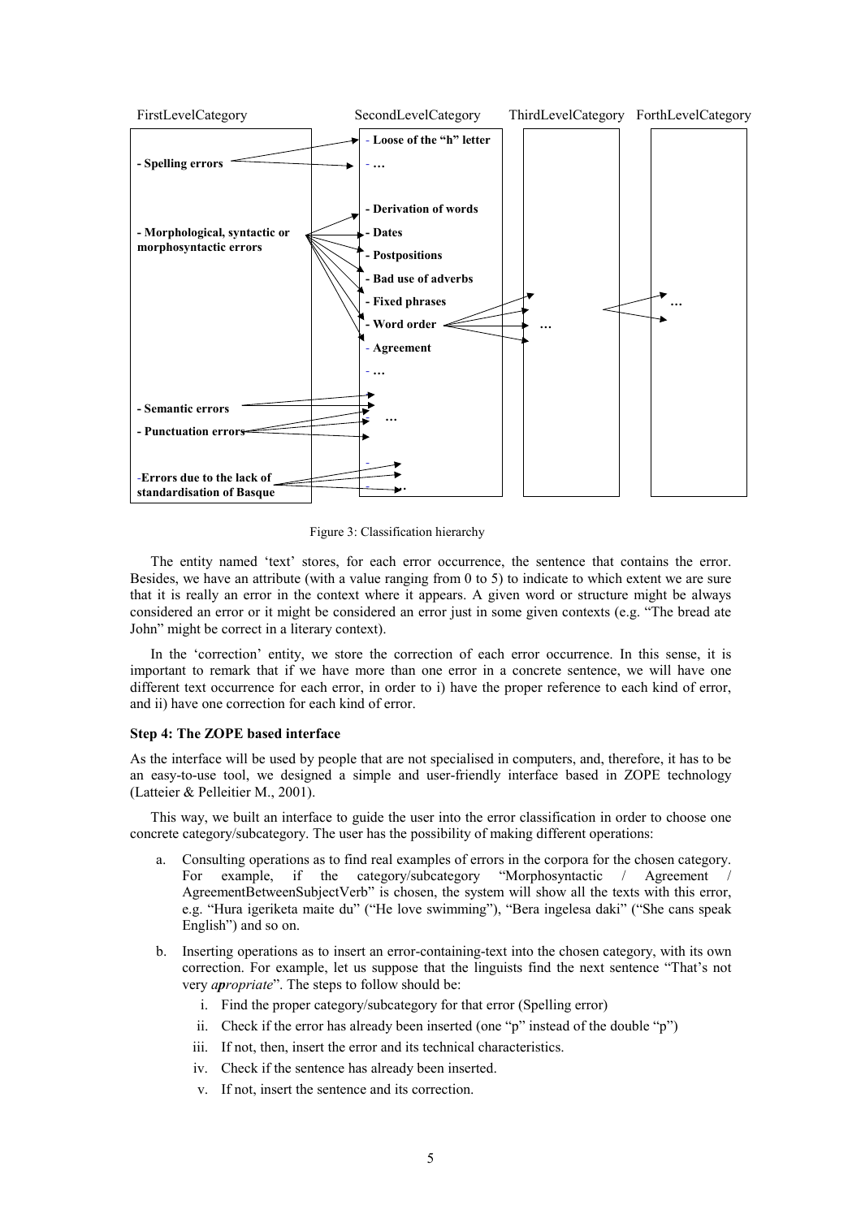FirstLevelCategory | SecondLevelCategory | ThirdLevelCategory | ForthLevelCategory

- **Spelling errors** → - **Loose of the "h" letter**, - **…**
- **Morphological, syntactic or morphosyntactic errors** → - **Derivation of words**, - **Dates**, - **Postpositions**, - **Bad use of adverbs**, - **Fixed phrases**, - **Word order**, - **Agreement**, - **…**
  - **Word order** → **…** → **…**
- **Semantic errors** → **…**
- **Punctuation errors** → **…**
- **Errors due to the lack of standardisation of Basque** → **…**

Figure 3: Classification hierarchy

The entity named 'text' stores, for each error occurrence, the sentence that contains the error. Besides, we have an attribute (with a value ranging from 0 to 5) to indicate to which extent we are sure that it is really an error in the context where it appears. A given word or structure might be always considered an error or it might be considered an error just in some given contexts (e.g. "The bread ate John" might be correct in a literary context).

In the 'correction' entity, we store the correction of each error occurrence. In this sense, it is important to remark that if we have more than one error in a concrete sentence, we will have one different text occurrence for each error, in order to i) have the proper reference to each kind of error, and ii) have one correction for each kind of error.

**Step 4: The ZOPE based interface**

As the interface will be used by people that are not specialised in computers, and, therefore, it has to be an easy-to-use tool, we designed a simple and user-friendly interface based in ZOPE technology (Latteier & Pelleitier M., 2001).

This way, we built an interface to guide the user into the error classification in order to choose one concrete category/subcategory. The user has the possibility of making different operations:

a. Consulting operations as to find real examples of errors in the corpora for the chosen category. For example, if the category/subcategory "Morphosyntactic / Agreement / AgreementBetweenSubjectVerb" is chosen, the system will show all the texts with this error, e.g. "Hura igeriketa maite du" ("He love swimming"), "Bera ingelesa daki" ("She cans speak English") and so on.

b. Inserting operations as to insert an error-containing-text into the chosen category, with its own correction. For example, let us suppose that the linguists find the next sentence "That's not very *a**p**propriate*". The steps to follow should be:

   i. Find the proper category/subcategory for that error (Spelling error)

   ii. Check if the error has already been inserted (one "p" instead of the double "p")

   iii. If not, then, insert the error and its technical characteristics.

   iv. Check if the sentence has already been inserted.

   v. If not, insert the sentence and its correction.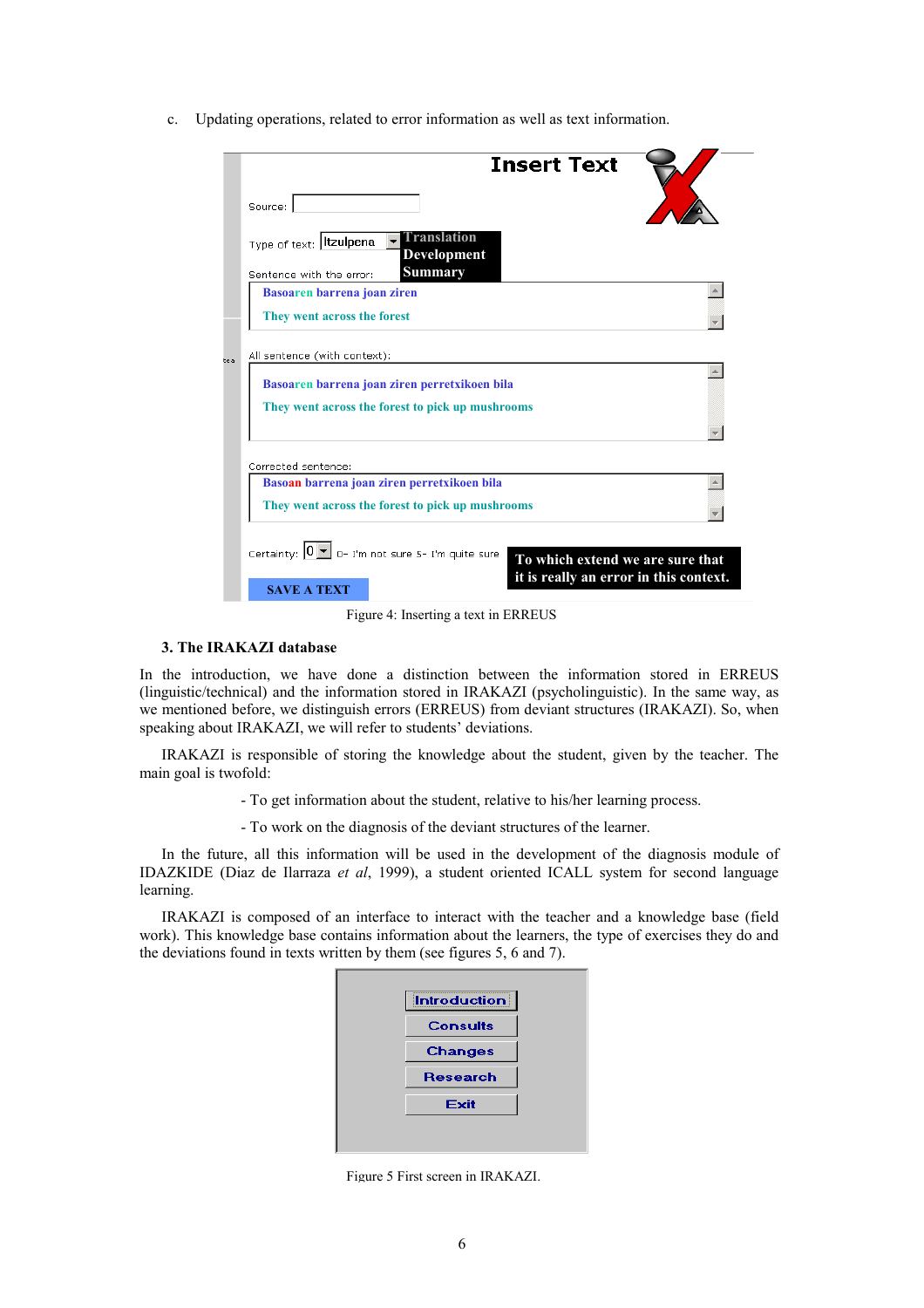c. Updating operations, related to error information as well as text information.

Figure 4: Inserting a text in ERREUS

### 3. The IRAKAZI database

In the introduction, we have done a distinction between the information stored in ERREUS (linguistic/technical) and the information stored in IRAKAZI (psycholinguistic). In the same way, as we mentioned before, we distinguish errors (ERREUS) from deviant structures (IRAKAZI). So, when speaking about IRAKAZI, we will refer to students' deviations.

IRAKAZI is responsible of storing the knowledge about the student, given by the teacher. The main goal is twofold:

- To get information about the student, relative to his/her learning process.
- To work on the diagnosis of the deviant structures of the learner.

In the future, all this information will be used in the development of the diagnosis module of IDAZKIDE (Diaz de Ilarraza *et al*, 1999), a student oriented ICALL system for second language learning.

IRAKAZI is composed of an interface to interact with the teacher and a knowledge base (field work). This knowledge base contains information about the learners, the type of exercises they do and the deviations found in texts written by them (see figures 5, 6 and 7).

Figure 5 First screen in IRAKAZI.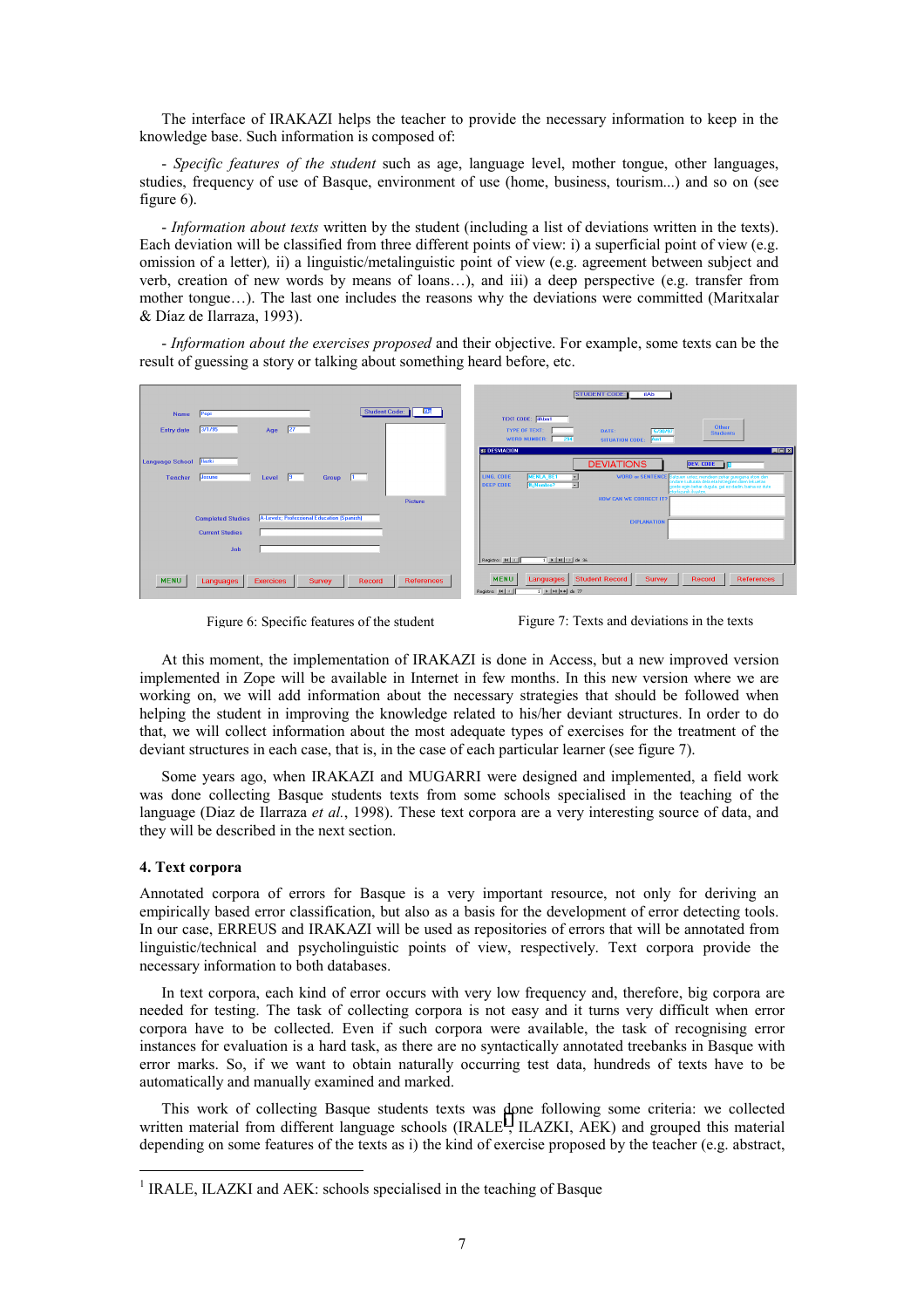The interface of IRAKAZI helps the teacher to provide the necessary information to keep in the knowledge base. Such information is composed of:

- *Specific features of the student* such as age, language level, mother tongue, other languages, studies, frequency of use of Basque, environment of use (home, business, tourism...) and so on (see figure 6).

- *Information about texts* written by the student (including a list of deviations written in the texts). Each deviation will be classified from three different points of view: i) a superficial point of view (e.g. omission of a letter), ii) a linguistic/metalinguistic point of view (e.g. agreement between subject and verb, creation of new words by means of loans…), and iii) a deep perspective (e.g. transfer from mother tongue…). The last one includes the reasons why the deviations were committed (Maritxalar & Díaz de Ilarraza, 1993).

- *Information about the exercises proposed* and their objective. For example, some texts can be the result of guessing a story or talking about something heard before, etc.

Figure 6: Specific features of the student

Figure 7: Texts and deviations in the texts

At this moment, the implementation of IRAKAZI is done in Access, but a new improved version implemented in Zope will be available in Internet in few months. In this new version where we are working on, we will add information about the necessary strategies that should be followed when helping the student in improving the knowledge related to his/her deviant structures. In order to do that, we will collect information about the most adequate types of exercises for the treatment of the deviant structures in each case, that is, in the case of each particular learner (see figure 7).

Some years ago, when IRAKAZI and MUGARRI were designed and implemented, a field work was done collecting Basque students texts from some schools specialised in the teaching of the language (Diaz de Ilarraza *et al.*, 1998). These text corpora are a very interesting source of data, and they will be described in the next section.

## 4. Text corpora

Annotated corpora of errors for Basque is a very important resource, not only for deriving an empirically based error classification, but also as a basis for the development of error detecting tools. In our case, ERREUS and IRAKAZI will be used as repositories of errors that will be annotated from linguistic/technical and psycholinguistic points of view, respectively. Text corpora provide the necessary information to both databases.

In text corpora, each kind of error occurs with very low frequency and, therefore, big corpora are needed for testing. The task of collecting corpora is not easy and it turns very difficult when error corpora have to be collected. Even if such corpora were available, the task of recognising error instances for evaluation is a hard task, as there are no syntactically annotated treebanks in Basque with error marks. So, if we want to obtain naturally occurring test data, hundreds of texts have to be automatically and manually examined and marked.

This work of collecting Basque students texts was done following some criteria: we collected written material from different language schools (IRALE[1], ILAZKI, AEK) and grouped this material depending on some features of the texts as i) the kind of exercise proposed by the teacher (e.g. abstract,

[1] IRALE, ILAZKI and AEK: schools specialised in the teaching of Basque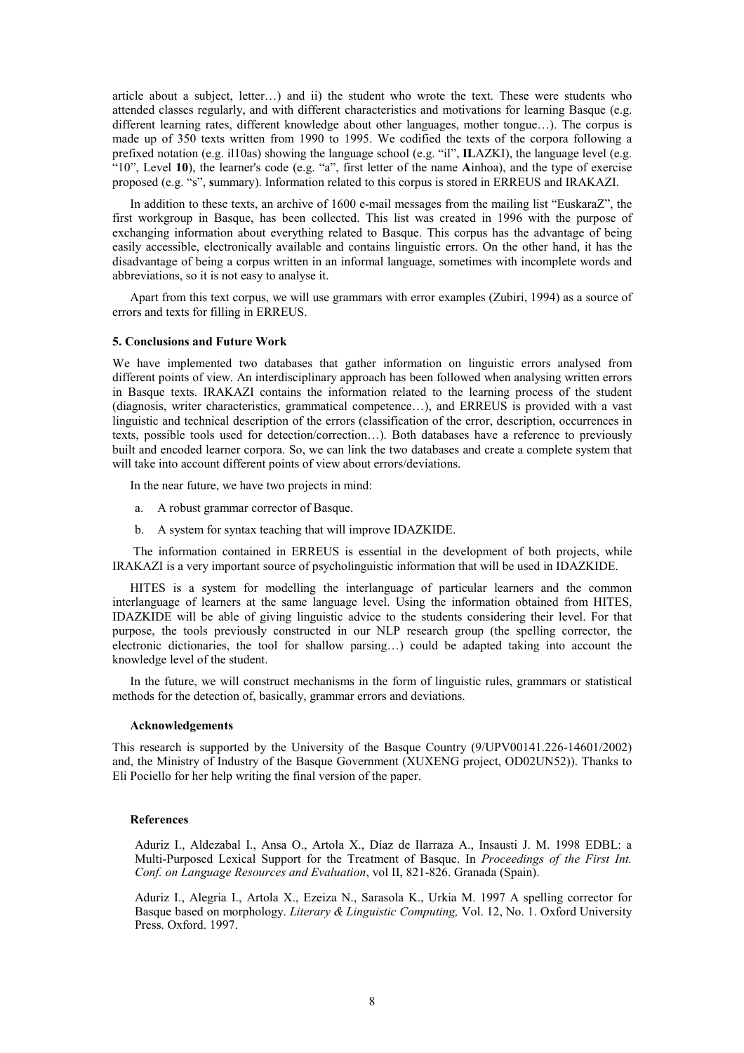article about a subject, letter…) and ii) the student who wrote the text. These were students who attended classes regularly, and with different characteristics and motivations for learning Basque (e.g. different learning rates, different knowledge about other languages, mother tongue…). The corpus is made up of 350 texts written from 1990 to 1995. We codified the texts of the corpora following a prefixed notation (e.g. il10as) showing the language school (e.g. "il", **IL**AZKI), the language level (e.g. "10", Level **10**), the learner's code (e.g. "a", first letter of the name **A**inhoa), and the type of exercise proposed (e.g. "s", **s**ummary). Information related to this corpus is stored in ERREUS and IRAKAZI.

In addition to these texts, an archive of 1600 e-mail messages from the mailing list "EuskaraZ", the first workgroup in Basque, has been collected. This list was created in 1996 with the purpose of exchanging information about everything related to Basque. This corpus has the advantage of being easily accessible, electronically available and contains linguistic errors. On the other hand, it has the disadvantage of being a corpus written in an informal language, sometimes with incomplete words and abbreviations, so it is not easy to analyse it.

Apart from this text corpus, we will use grammars with error examples (Zubiri, 1994) as a source of errors and texts for filling in ERREUS.

## 5. Conclusions and Future Work

We have implemented two databases that gather information on linguistic errors analysed from different points of view. An interdisciplinary approach has been followed when analysing written errors in Basque texts. IRAKAZI contains the information related to the learning process of the student (diagnosis, writer characteristics, grammatical competence…), and ERREUS is provided with a vast linguistic and technical description of the errors (classification of the error, description, occurrences in texts, possible tools used for detection/correction…). Both databases have a reference to previously built and encoded learner corpora. So, we can link the two databases and create a complete system that will take into account different points of view about errors/deviations.

In the near future, we have two projects in mind:

a. A robust grammar corrector of Basque.

b. A system for syntax teaching that will improve IDAZKIDE.

The information contained in ERREUS is essential in the development of both projects, while IRAKAZI is a very important source of psycholinguistic information that will be used in IDAZKIDE.

HITES is a system for modelling the interlanguage of particular learners and the common interlanguage of learners at the same language level. Using the information obtained from HITES, IDAZKIDE will be able of giving linguistic advice to the students considering their level. For that purpose, the tools previously constructed in our NLP research group (the spelling corrector, the electronic dictionaries, the tool for shallow parsing…) could be adapted taking into account the knowledge level of the student.

In the future, we will construct mechanisms in the form of linguistic rules, grammars or statistical methods for the detection of, basically, grammar errors and deviations.

### Acknowledgements

This research is supported by the University of the Basque Country (9/UPV00141.226-14601/2002) and, the Ministry of Industry of the Basque Government (XUXENG project, OD02UN52)). Thanks to Eli Pociello for her help writing the final version of the paper.

### References

Aduriz I., Aldezabal I., Ansa O., Artola X., Díaz de Ilarraza A., Insausti J. M. 1998 EDBL: a Multi-Purposed Lexical Support for the Treatment of Basque. In *Proceedings of the First Int. Conf. on Language Resources and Evaluation*, vol II, 821-826. Granada (Spain).

Aduriz I., Alegria I., Artola X., Ezeiza N., Sarasola K., Urkia M. 1997 A spelling corrector for Basque based on morphology. *Literary & Linguistic Computing,* Vol. 12, No. 1. Oxford University Press. Oxford. 1997.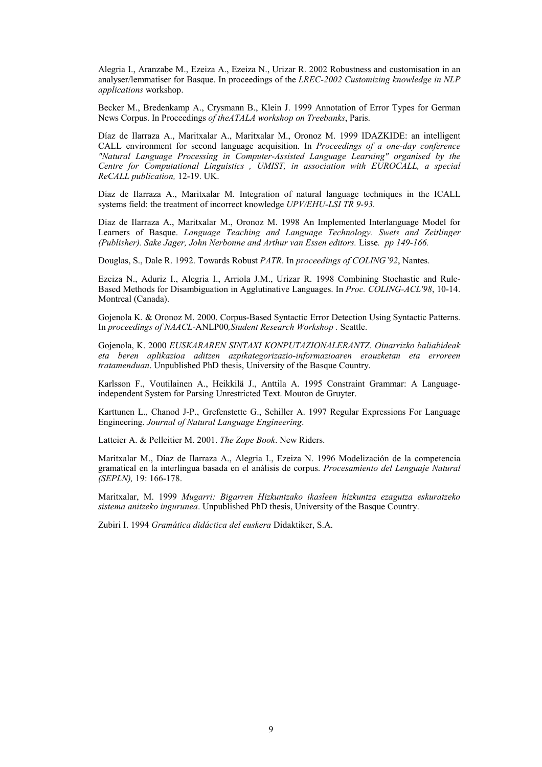Alegria I., Aranzabe M., Ezeiza A., Ezeiza N., Urizar R. 2002 Robustness and customisation in an analyser/lemmatiser for Basque. In proceedings of the *LREC-2002 Customizing knowledge in NLP applications* workshop.

Becker M., Bredenkamp A., Crysmann B., Klein J. 1999 Annotation of Error Types for German News Corpus. In Proceedings *of theATALA workshop on Treebanks*, Paris.

Díaz de Ilarraza A., Maritxalar A., Maritxalar M., Oronoz M. 1999 IDAZKIDE: an intelligent CALL environment for second language acquisition. In *Proceedings of a one-day conference "Natural Language Processing in Computer-Assisted Language Learning" organised by the Centre for Computational Linguistics , UMIST, in association with EUROCALL, a special ReCALL publication,* 12-19. UK.

Díaz de Ilarraza A., Maritxalar M. Integration of natural language techniques in the ICALL systems field: the treatment of incorrect knowledge *UPV/EHU-LSI TR 9-93.*

Díaz de Ilarraza A., Maritxalar M., Oronoz M. 1998 An Implemented Interlanguage Model for Learners of Basque. *Language Teaching and Language Technology. Swets and Zeitlinger (Publisher). Sake Jager, John Nerbonne and Arthur van Essen editors.* Lisse*. pp 149-166.*

Douglas, S., Dale R. 1992. Towards Robust *PATR*. In *proceedings of COLING'92*, Nantes.

Ezeiza N., Aduriz I., Alegria I., Arriola J.M., Urizar R. 1998 Combining Stochastic and Rule-Based Methods for Disambiguation in Agglutinative Languages. In *Proc. COLING-ACL'98*, 10-14. Montreal (Canada).

Gojenola K. & Oronoz M. 2000. Corpus-Based Syntactic Error Detection Using Syntactic Patterns. In *proceedings of NAACL*-ANLP00*,Student Research Workshop* . Seattle.

Gojenola, K. 2000 *EUSKARAREN SINTAXI KONPUTAZIONALERANTZ. Oinarrizko baliabideak eta beren aplikazioa aditzen azpikategorizazio-informazioaren erauzketan eta erroreen tratamenduan*. Unpublished PhD thesis, University of the Basque Country.

Karlsson F., Voutilainen A., Heikkilä J., Anttila A. 1995 Constraint Grammar: A Language-independent System for Parsing Unrestricted Text. Mouton de Gruyter.

Karttunen L., Chanod J-P., Grefenstette G., Schiller A. 1997 Regular Expressions For Language Engineering. *Journal of Natural Language Engineering*.

Latteier A. & Pelleitier M. 2001. *The Zope Book*. New Riders.

Maritxalar M., Díaz de Ilarraza A., Alegria I., Ezeiza N. 1996 Modelización de la competencia gramatical en la interlingua basada en el análisis de corpus. *Procesamiento del Lenguaje Natural (SEPLN),* 19: 166-178.

Maritxalar, M. 1999 *Mugarri: Bigarren Hizkuntzako ikasleen hizkuntza ezagutza eskuratzeko sistema anitzeko ingurunea*. Unpublished PhD thesis, University of the Basque Country.

Zubiri I. 1994 *Gramática didáctica del euskera* Didaktiker, S.A.